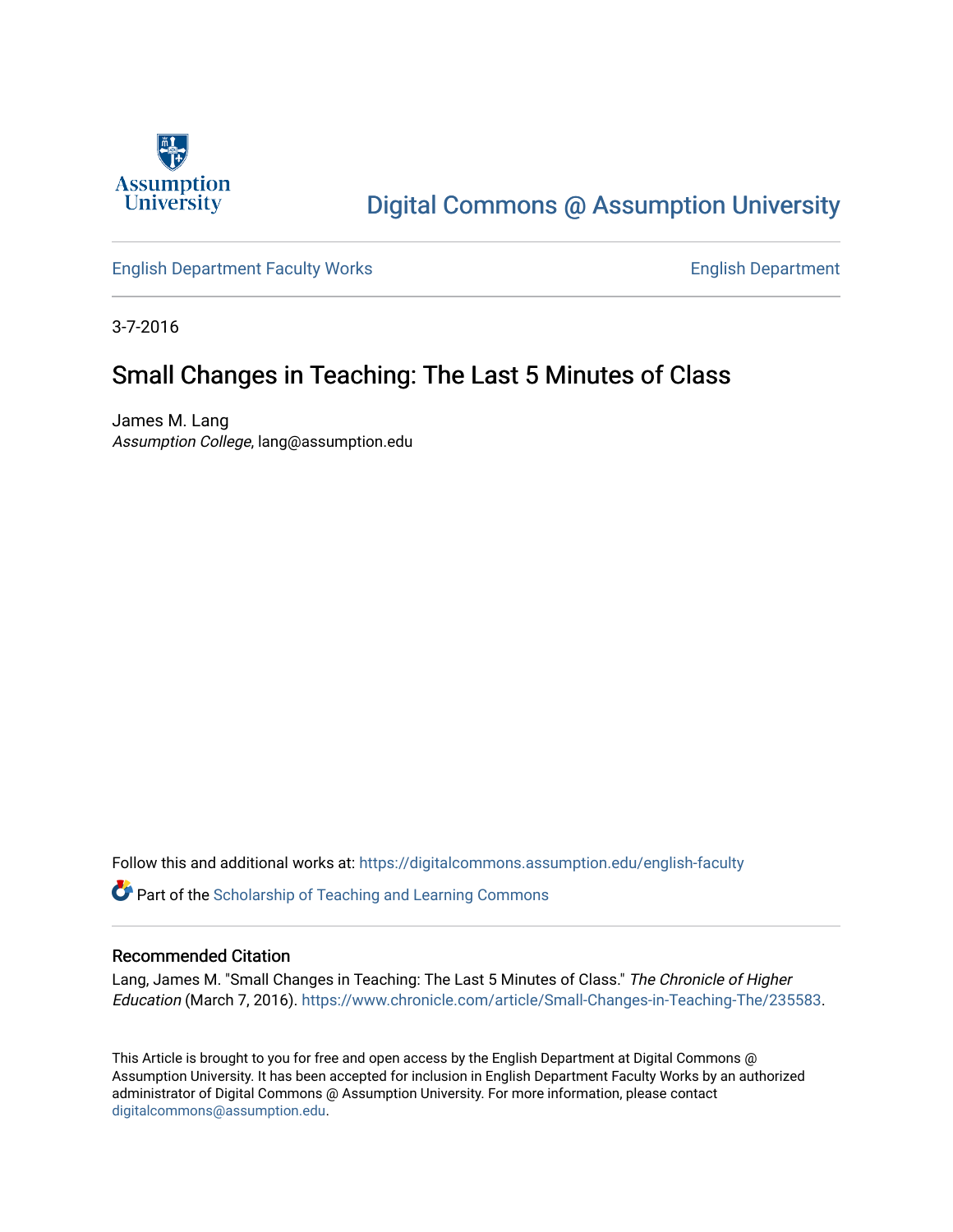Digital Commons @ Assumption University

English Department Faculty Works | English Department

3-7-2016

# Small Changes in Teaching: The Last 5 Minutes of Class

James M. Lang
*Assumption College*, lang@assumption.edu

Follow this and additional works at: https://digitalcommons.assumption.edu/english-faculty

Part of the Scholarship of Teaching and Learning Commons

## Recommended Citation

Lang, James M. "Small Changes in Teaching: The Last 5 Minutes of Class." *The Chronicle of Higher Education* (March 7, 2016). https://www.chronicle.com/article/Small-Changes-in-Teaching-The/235583.

This Article is brought to you for free and open access by the English Department at Digital Commons @ Assumption University. It has been accepted for inclusion in English Department Faculty Works by an authorized administrator of Digital Commons @ Assumption University. For more information, please contact digitalcommons@assumption.edu.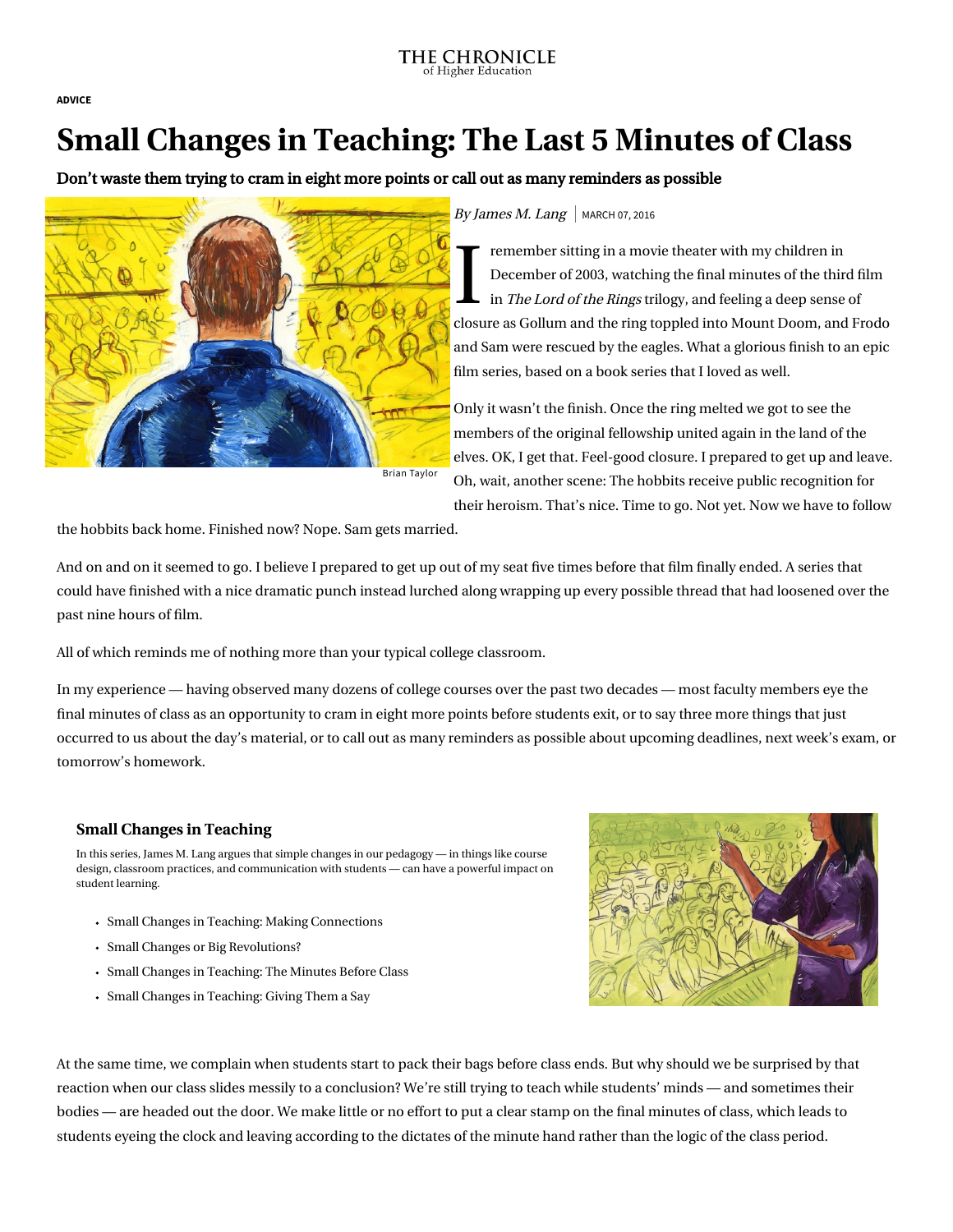ADVICE

# Small Changes in Teaching: The Last 5 Minutes of Class

**Don't waste them trying to cram in eight more points or call out as many reminders as possible**

Brian Taylor

*By James M. Lang* | MARCH 07, 2016

I remember sitting in a movie theater with my children in December of 2003, watching the final minutes of the third film in *The Lord of the Rings* trilogy, and feeling a deep sense of closure as Gollum and the ring toppled into Mount Doom, and Frodo and Sam were rescued by the eagles. What a glorious finish to an epic film series, based on a book series that I loved as well.

Only it wasn't the finish. Once the ring melted we got to see the members of the original fellowship united again in the land of the elves. OK, I get that. Feel-good closure. I prepared to get up and leave. Oh, wait, another scene: The hobbits receive public recognition for their heroism. That's nice. Time to go. Not yet. Now we have to follow the hobbits back home. Finished now? Nope. Sam gets married.

And on and on it seemed to go. I believe I prepared to get up out of my seat five times before that film finally ended. A series that could have finished with a nice dramatic punch instead lurched along wrapping up every possible thread that had loosened over the past nine hours of film.

All of which reminds me of nothing more than your typical college classroom.

In my experience — having observed many dozens of college courses over the past two decades — most faculty members eye the final minutes of class as an opportunity to cram in eight more points before students exit, or to say three more things that just occurred to us about the day's material, or to call out as many reminders as possible about upcoming deadlines, next week's exam, or tomorrow's homework.

### Small Changes in Teaching

In this series, James M. Lang argues that simple changes in our pedagogy — in things like course design, classroom practices, and communication with students — can have a powerful impact on student learning.

- Small Changes in Teaching: Making Connections
- Small Changes or Big Revolutions?
- Small Changes in Teaching: The Minutes Before Class
- Small Changes in Teaching: Giving Them a Say

At the same time, we complain when students start to pack their bags before class ends. But why should we be surprised by that reaction when our class slides messily to a conclusion? We're still trying to teach while students' minds — and sometimes their bodies — are headed out the door. We make little or no effort to put a clear stamp on the final minutes of class, which leads to students eyeing the clock and leaving according to the dictates of the minute hand rather than the logic of the class period.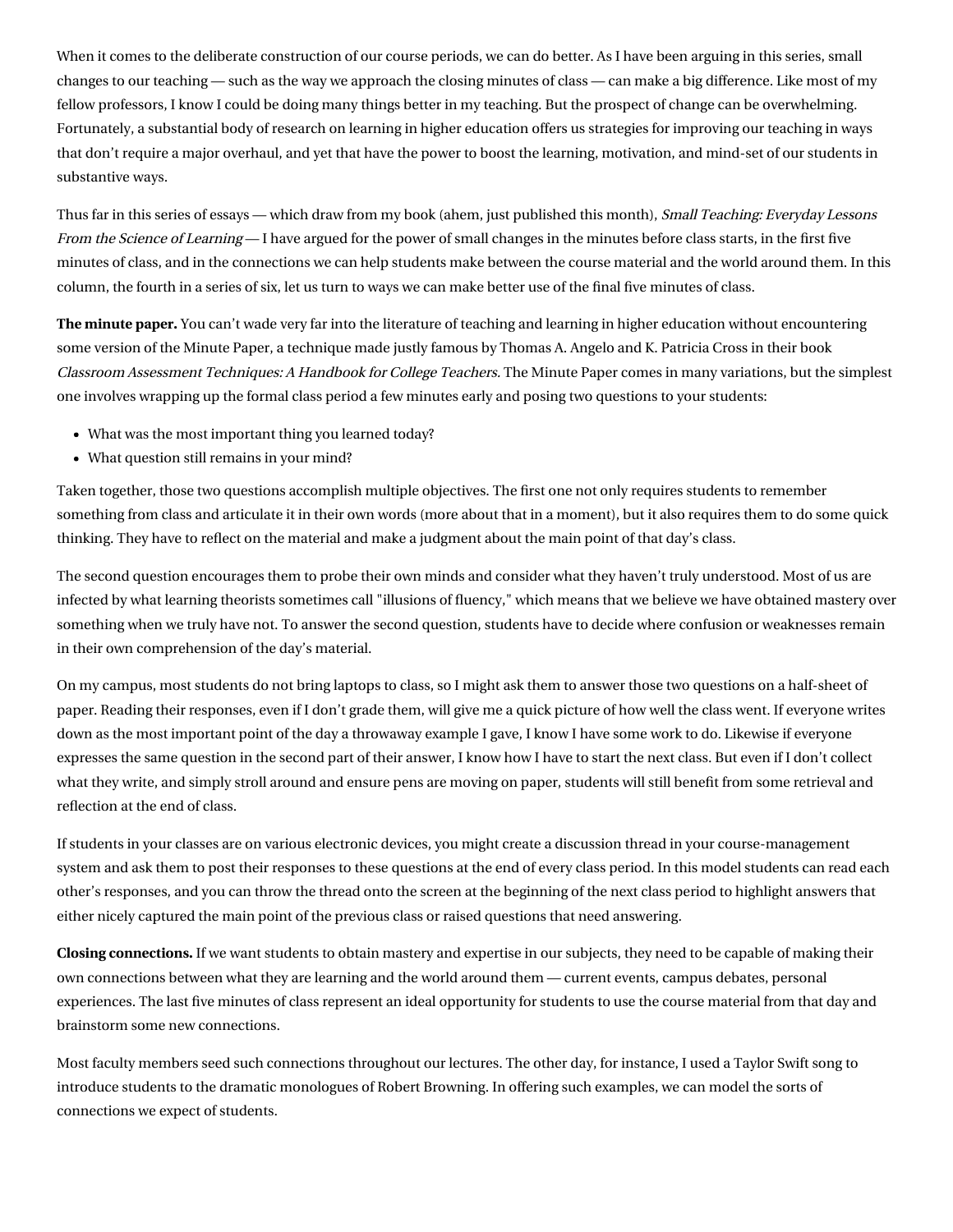When it comes to the deliberate construction of our course periods, we can do better. As I have been arguing in this series, small changes to our teaching — such as the way we approach the closing minutes of class — can make a big difference. Like most of my fellow professors, I know I could be doing many things better in my teaching. But the prospect of change can be overwhelming. Fortunately, a substantial body of research on learning in higher education offers us strategies for improving our teaching in ways that don't require a major overhaul, and yet that have the power to boost the learning, motivation, and mind-set of our students in substantive ways.

Thus far in this series of essays — which draw from my book (ahem, just published this month), *Small Teaching: Everyday Lessons From the Science of Learning* — I have argued for the power of small changes in the minutes before class starts, in the first five minutes of class, and in the connections we can help students make between the course material and the world around them. In this column, the fourth in a series of six, let us turn to ways we can make better use of the final five minutes of class.

**The minute paper.** You can't wade very far into the literature of teaching and learning in higher education without encountering some version of the Minute Paper, a technique made justly famous by Thomas A. Angelo and K. Patricia Cross in their book *Classroom Assessment Techniques: A Handbook for College Teachers.* The Minute Paper comes in many variations, but the simplest one involves wrapping up the formal class period a few minutes early and posing two questions to your students:

- What was the most important thing you learned today?
- What question still remains in your mind?

Taken together, those two questions accomplish multiple objectives. The first one not only requires students to remember something from class and articulate it in their own words (more about that in a moment), but it also requires them to do some quick thinking. They have to reflect on the material and make a judgment about the main point of that day's class.

The second question encourages them to probe their own minds and consider what they haven't truly understood. Most of us are infected by what learning theorists sometimes call "illusions of fluency," which means that we believe we have obtained mastery over something when we truly have not. To answer the second question, students have to decide where confusion or weaknesses remain in their own comprehension of the day's material.

On my campus, most students do not bring laptops to class, so I might ask them to answer those two questions on a half-sheet of paper. Reading their responses, even if I don't grade them, will give me a quick picture of how well the class went. If everyone writes down as the most important point of the day a throwaway example I gave, I know I have some work to do. Likewise if everyone expresses the same question in the second part of their answer, I know how I have to start the next class. But even if I don't collect what they write, and simply stroll around and ensure pens are moving on paper, students will still benefit from some retrieval and reflection at the end of class.

If students in your classes are on various electronic devices, you might create a discussion thread in your course-management system and ask them to post their responses to these questions at the end of every class period. In this model students can read each other's responses, and you can throw the thread onto the screen at the beginning of the next class period to highlight answers that either nicely captured the main point of the previous class or raised questions that need answering.

**Closing connections.** If we want students to obtain mastery and expertise in our subjects, they need to be capable of making their own connections between what they are learning and the world around them — current events, campus debates, personal experiences. The last five minutes of class represent an ideal opportunity for students to use the course material from that day and brainstorm some new connections.

Most faculty members seed such connections throughout our lectures. The other day, for instance, I used a Taylor Swift song to introduce students to the dramatic monologues of Robert Browning. In offering such examples, we can model the sorts of connections we expect of students.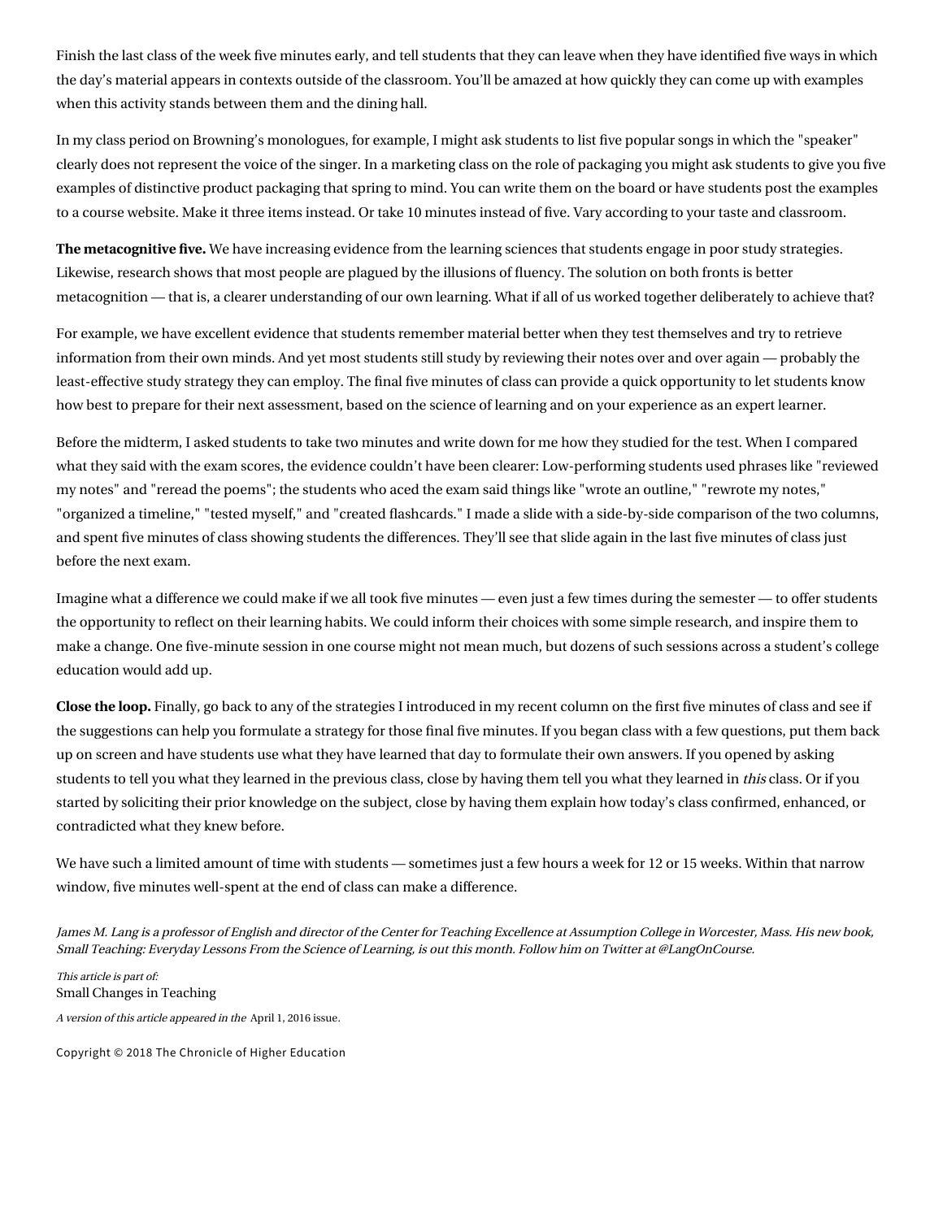Finish the last class of the week five minutes early, and tell students that they can leave when they have identified five ways in which the day's material appears in contexts outside of the classroom. You'll be amazed at how quickly they can come up with examples when this activity stands between them and the dining hall.

In my class period on Browning's monologues, for example, I might ask students to list five popular songs in which the "speaker" clearly does not represent the voice of the singer. In a marketing class on the role of packaging you might ask students to give you five examples of distinctive product packaging that spring to mind. You can write them on the board or have students post the examples to a course website. Make it three items instead. Or take 10 minutes instead of five. Vary according to your taste and classroom.

**The metacognitive five.** We have increasing evidence from the learning sciences that students engage in poor study strategies. Likewise, research shows that most people are plagued by the illusions of fluency. The solution on both fronts is better metacognition — that is, a clearer understanding of our own learning. What if all of us worked together deliberately to achieve that?

For example, we have excellent evidence that students remember material better when they test themselves and try to retrieve information from their own minds. And yet most students still study by reviewing their notes over and over again — probably the least-effective study strategy they can employ. The final five minutes of class can provide a quick opportunity to let students know how best to prepare for their next assessment, based on the science of learning and on your experience as an expert learner.

Before the midterm, I asked students to take two minutes and write down for me how they studied for the test. When I compared what they said with the exam scores, the evidence couldn't have been clearer: Low-performing students used phrases like "reviewed my notes" and "reread the poems"; the students who aced the exam said things like "wrote an outline," "rewrote my notes," "organized a timeline," "tested myself," and "created flashcards." I made a slide with a side-by-side comparison of the two columns, and spent five minutes of class showing students the differences. They'll see that slide again in the last five minutes of class just before the next exam.

Imagine what a difference we could make if we all took five minutes — even just a few times during the semester — to offer students the opportunity to reflect on their learning habits. We could inform their choices with some simple research, and inspire them to make a change. One five-minute session in one course might not mean much, but dozens of such sessions across a student's college education would add up.

**Close the loop.** Finally, go back to any of the strategies I introduced in my recent column on the first five minutes of class and see if the suggestions can help you formulate a strategy for those final five minutes. If you began class with a few questions, put them back up on screen and have students use what they have learned that day to formulate their own answers. If you opened by asking students to tell you what they learned in the previous class, close by having them tell you what they learned in *this* class. Or if you started by soliciting their prior knowledge on the subject, close by having them explain how today's class confirmed, enhanced, or contradicted what they knew before.

We have such a limited amount of time with students — sometimes just a few hours a week for 12 or 15 weeks. Within that narrow window, five minutes well-spent at the end of class can make a difference.

*James M. Lang is a professor of English and director of the Center for Teaching Excellence at Assumption College in Worcester, Mass. His new book, Small Teaching: Everyday Lessons From the Science of Learning, is out this month. Follow him on Twitter at @LangOnCourse.*

*This article is part of:*
Small Changes in Teaching

*A version of this article appeared in the* April 1, 2016 issue.

Copyright © 2018 The Chronicle of Higher Education